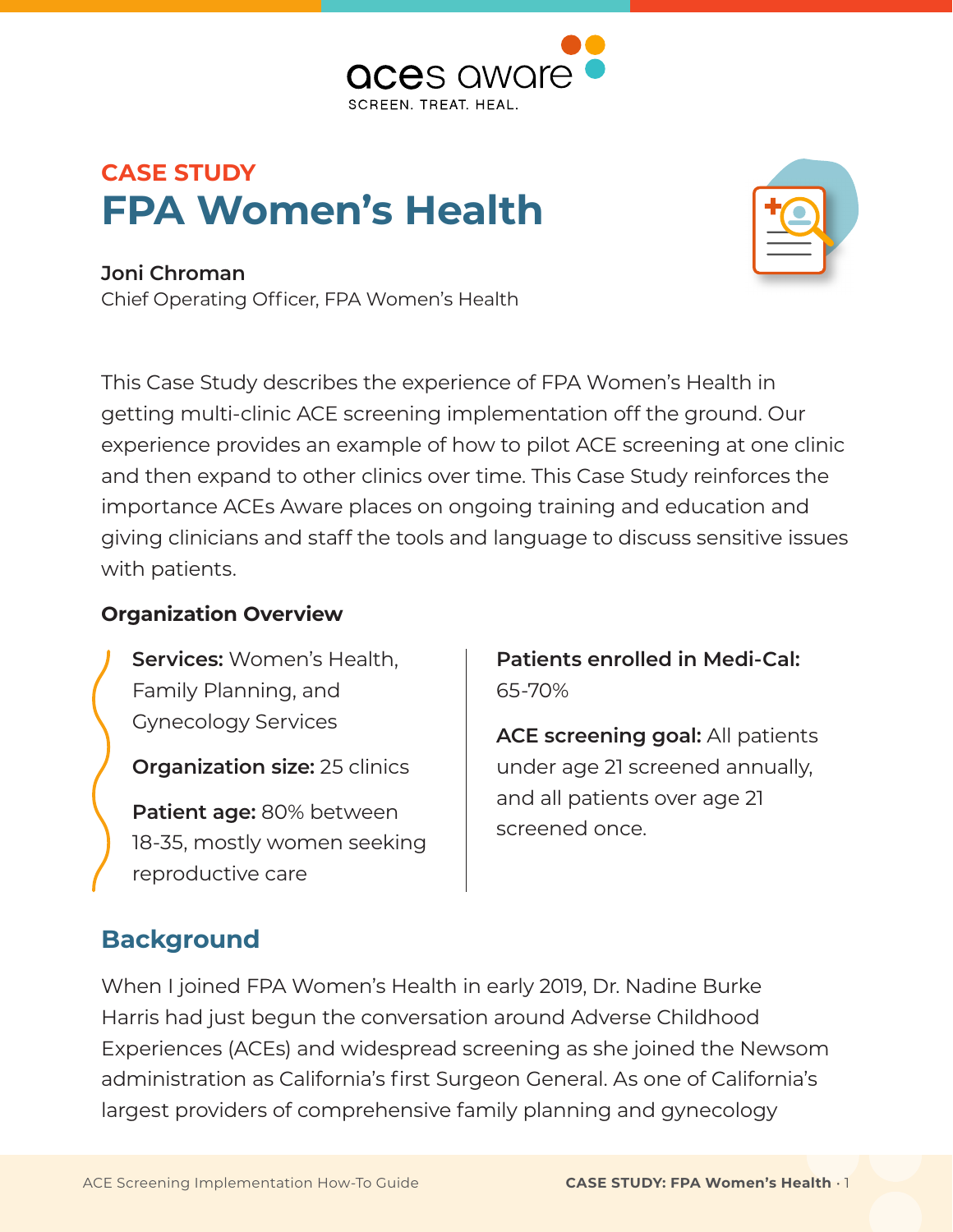CASE STUDY

# FPA Women's Health

**Joni Chroman**
Chief Operating Officer, FPA Women's Health

This Case Study describes the experience of FPA Women's Health in getting multi-clinic ACE screening implementation off the ground. Our experience provides an example of how to pilot ACE screening at one clinic and then expand to other clinics over time. This Case Study reinforces the importance ACEs Aware places on ongoing training and education and giving clinicians and staff the tools and language to discuss sensitive issues with patients.

### Organization Overview

**Services:** Women's Health, Family Planning, and Gynecology Services

**Organization size:** 25 clinics

**Patient age:** 80% between 18-35, mostly women seeking reproductive care

**Patients enrolled in Medi-Cal:** 65-70%

**ACE screening goal:** All patients under age 21 screened annually, and all patients over age 21 screened once.

## Background

When I joined FPA Women's Health in early 2019, Dr. Nadine Burke Harris had just begun the conversation around Adverse Childhood Experiences (ACEs) and widespread screening as she joined the Newsom administration as California's first Surgeon General. As one of California's largest providers of comprehensive family planning and gynecology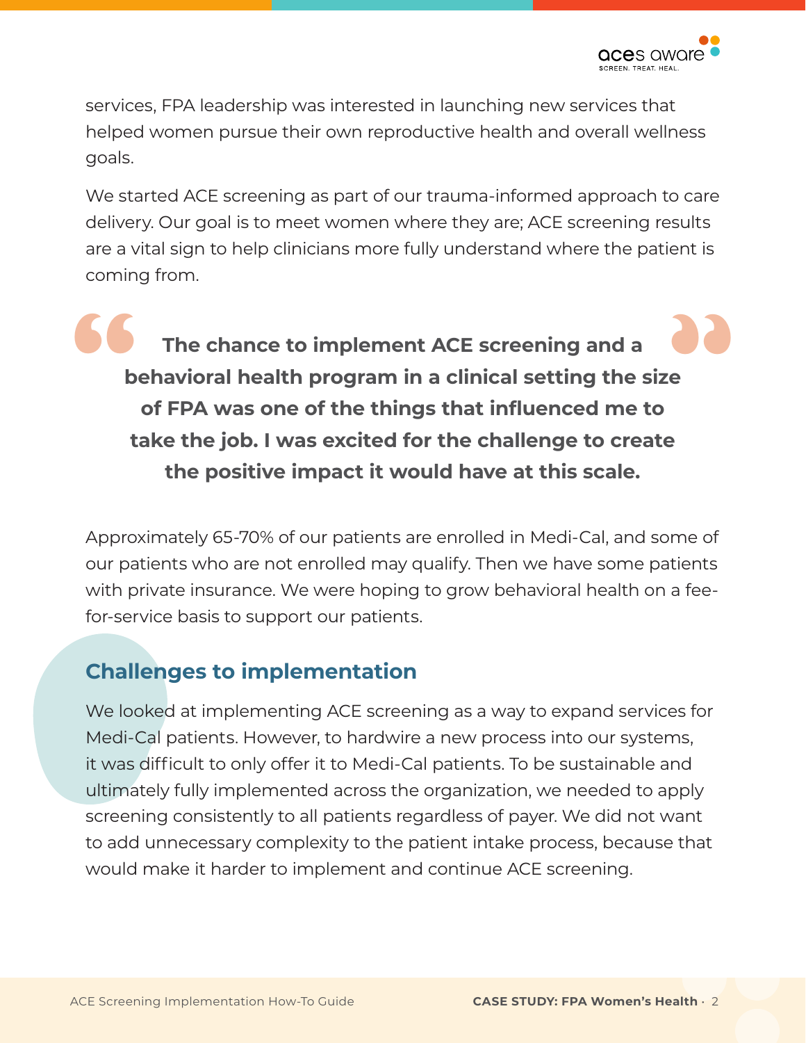services, FPA leadership was interested in launching new services that helped women pursue their own reproductive health and overall wellness goals.

We started ACE screening as part of our trauma-informed approach to care delivery. Our goal is to meet women where they are; ACE screening results are a vital sign to help clinicians more fully understand where the patient is coming from.

> **The chance to implement ACE screening and a behavioral health program in a clinical setting the size of FPA was one of the things that influenced me to take the job. I was excited for the challenge to create the positive impact it would have at this scale.**

Approximately 65-70% of our patients are enrolled in Medi-Cal, and some of our patients who are not enrolled may qualify. Then we have some patients with private insurance. We were hoping to grow behavioral health on a fee-for-service basis to support our patients.

## Challenges to implementation

We looked at implementing ACE screening as a way to expand services for Medi-Cal patients. However, to hardwire a new process into our systems, it was difficult to only offer it to Medi-Cal patients. To be sustainable and ultimately fully implemented across the organization, we needed to apply screening consistently to all patients regardless of payer. We did not want to add unnecessary complexity to the patient intake process, because that would make it harder to implement and continue ACE screening.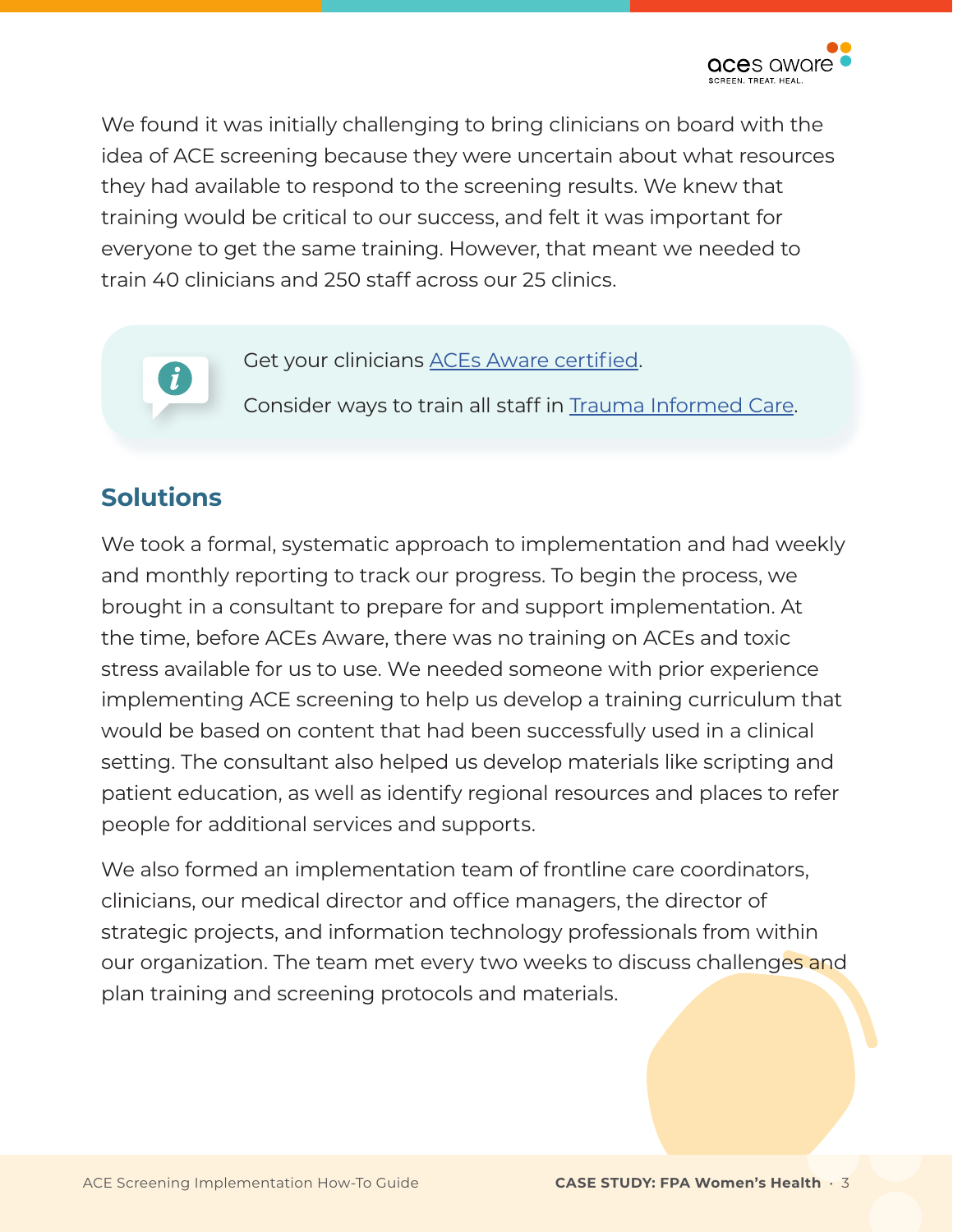We found it was initially challenging to bring clinicians on board with the idea of ACE screening because they were uncertain about what resources they had available to respond to the screening results. We knew that training would be critical to our success, and felt it was important for everyone to get the same training. However, that meant we needed to train 40 clinicians and 250 staff across our 25 clinics.

> Get your clinicians ACEs Aware certified.
>
> Consider ways to train all staff in Trauma Informed Care.

## Solutions

We took a formal, systematic approach to implementation and had weekly and monthly reporting to track our progress. To begin the process, we brought in a consultant to prepare for and support implementation. At the time, before ACEs Aware, there was no training on ACEs and toxic stress available for us to use. We needed someone with prior experience implementing ACE screening to help us develop a training curriculum that would be based on content that had been successfully used in a clinical setting. The consultant also helped us develop materials like scripting and patient education, as well as identify regional resources and places to refer people for additional services and supports.

We also formed an implementation team of frontline care coordinators, clinicians, our medical director and office managers, the director of strategic projects, and information technology professionals from within our organization. The team met every two weeks to discuss challenges and plan training and screening protocols and materials.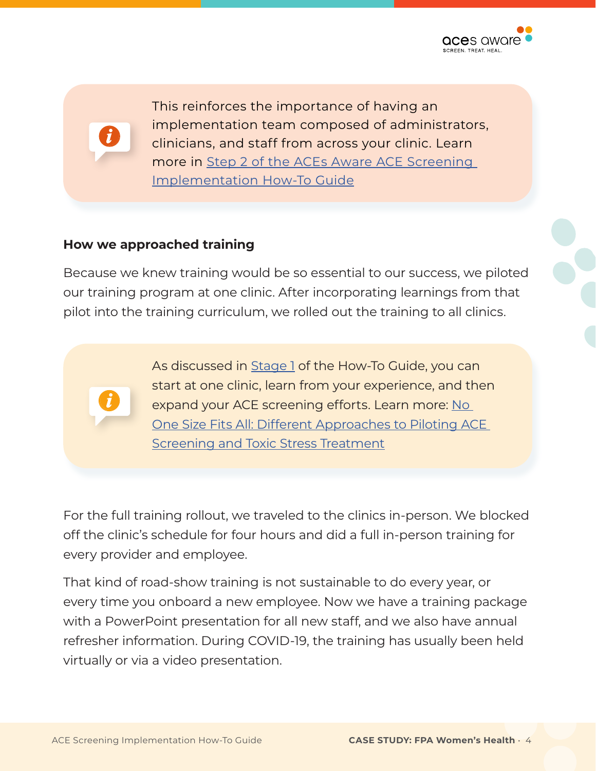> This reinforces the importance of having an implementation team composed of administrators, clinicians, and staff from across your clinic. Learn more in Step 2 of the ACEs Aware ACE Screening Implementation How-To Guide

### How we approached training

Because we knew training would be so essential to our success, we piloted our training program at one clinic. After incorporating learnings from that pilot into the training curriculum, we rolled out the training to all clinics.

> As discussed in Stage 1 of the How-To Guide, you can start at one clinic, learn from your experience, and then expand your ACE screening efforts. Learn more: No One Size Fits All: Different Approaches to Piloting ACE Screening and Toxic Stress Treatment

For the full training rollout, we traveled to the clinics in-person. We blocked off the clinic's schedule for four hours and did a full in-person training for every provider and employee.

That kind of road-show training is not sustainable to do every year, or every time you onboard a new employee. Now we have a training package with a PowerPoint presentation for all new staff, and we also have annual refresher information. During COVID-19, the training has usually been held virtually or via a video presentation.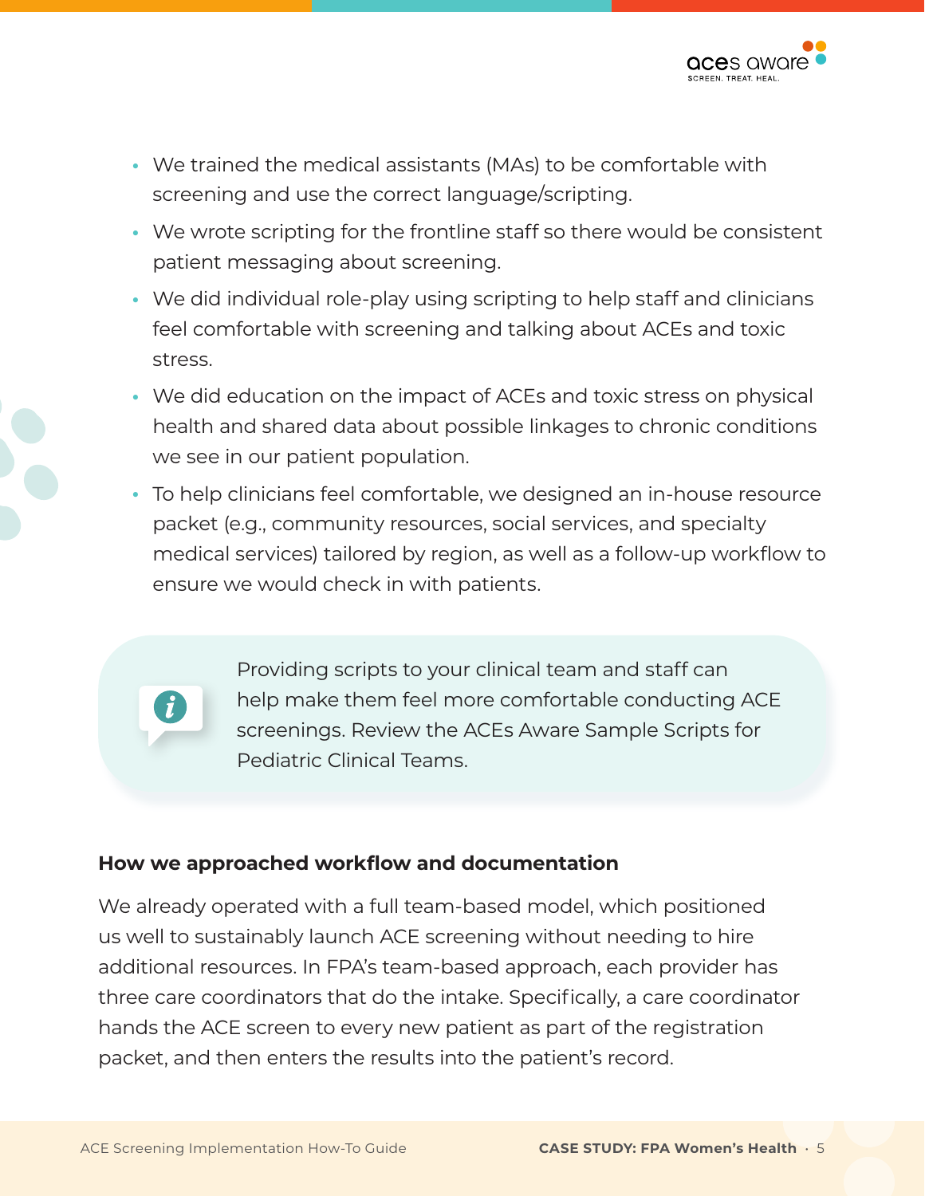- We trained the medical assistants (MAs) to be comfortable with screening and use the correct language/scripting.
- We wrote scripting for the frontline staff so there would be consistent patient messaging about screening.
- We did individual role-play using scripting to help staff and clinicians feel comfortable with screening and talking about ACEs and toxic stress.
- We did education on the impact of ACEs and toxic stress on physical health and shared data about possible linkages to chronic conditions we see in our patient population.
- To help clinicians feel comfortable, we designed an in-house resource packet (e.g., community resources, social services, and specialty medical services) tailored by region, as well as a follow-up workflow to ensure we would check in with patients.

> Providing scripts to your clinical team and staff can help make them feel more comfortable conducting ACE screenings. Review the ACEs Aware Sample Scripts for Pediatric Clinical Teams.

### How we approached workflow and documentation

We already operated with a full team-based model, which positioned us well to sustainably launch ACE screening without needing to hire additional resources. In FPA's team-based approach, each provider has three care coordinators that do the intake. Specifically, a care coordinator hands the ACE screen to every new patient as part of the registration packet, and then enters the results into the patient's record.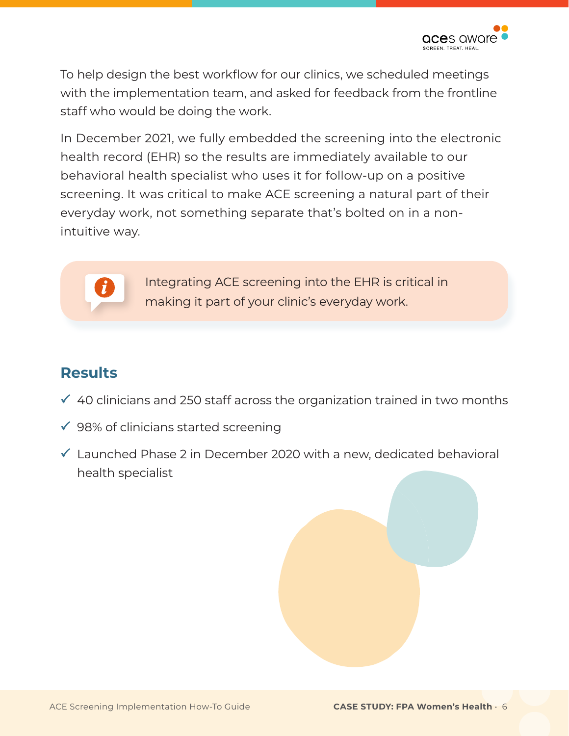To help design the best workflow for our clinics, we scheduled meetings with the implementation team, and asked for feedback from the frontline staff who would be doing the work.

In December 2021, we fully embedded the screening into the electronic health record (EHR) so the results are immediately available to our behavioral health specialist who uses it for follow-up on a positive screening. It was critical to make ACE screening a natural part of their everyday work, not something separate that's bolted on in a non-intuitive way.

> Integrating ACE screening into the EHR is critical in making it part of your clinic's everyday work.

## Results

- ✓ 40 clinicians and 250 staff across the organization trained in two months
- ✓ 98% of clinicians started screening
- ✓ Launched Phase 2 in December 2020 with a new, dedicated behavioral health specialist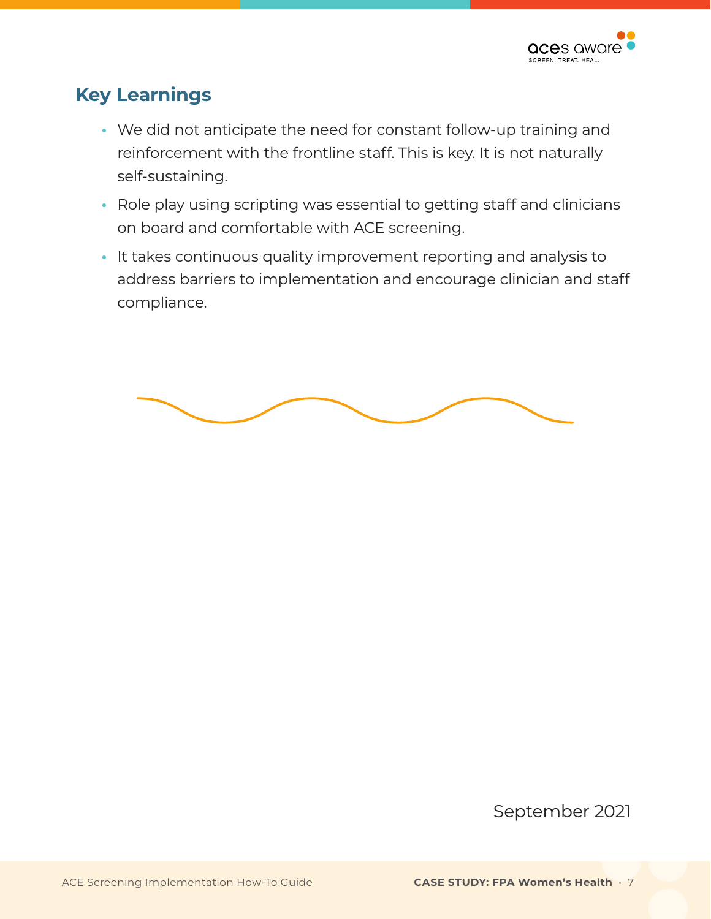## Key Learnings

- We did not anticipate the need for constant follow-up training and reinforcement with the frontline staff. This is key. It is not naturally self-sustaining.
- Role play using scripting was essential to getting staff and clinicians on board and comfortable with ACE screening.
- It takes continuous quality improvement reporting and analysis to address barriers to implementation and encourage clinician and staff compliance.

September 2021